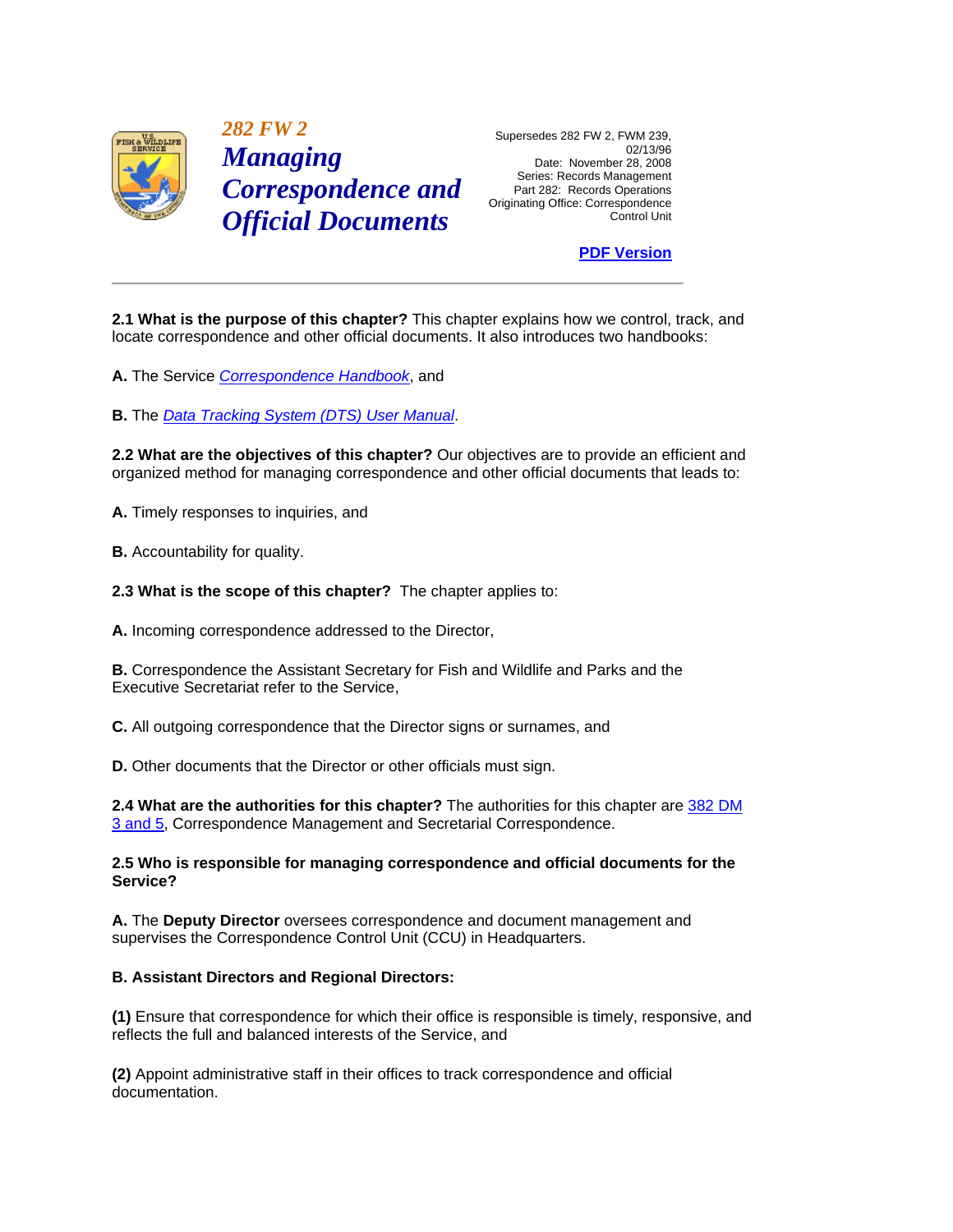# 282 FW 2 Managing Correspondence and Official Documents

Supersedes 282 FW 2, FWM 239, 02/13/96
Date: November 28, 2008
Series: Records Management
Part 282: Records Operations
Originating Office: Correspondence Control Unit

**PDF Version**

---

**2.1 What is the purpose of this chapter?** This chapter explains how we control, track, and locate correspondence and other official documents. It also introduces two handbooks:

**A.** The Service *Correspondence Handbook*, and

**B.** The *Data Tracking System (DTS) User Manual*.

**2.2 What are the objectives of this chapter?** Our objectives are to provide an efficient and organized method for managing correspondence and other official documents that leads to:

**A.** Timely responses to inquiries, and

**B.** Accountability for quality.

**2.3 What is the scope of this chapter?** The chapter applies to:

**A.** Incoming correspondence addressed to the Director,

**B.** Correspondence the Assistant Secretary for Fish and Wildlife and Parks and the Executive Secretariat refer to the Service,

**C.** All outgoing correspondence that the Director signs or surnames, and

**D.** Other documents that the Director or other officials must sign.

**2.4 What are the authorities for this chapter?** The authorities for this chapter are 382 DM 3 and 5, Correspondence Management and Secretarial Correspondence.

**2.5 Who is responsible for managing correspondence and official documents for the Service?**

**A.** The **Deputy Director** oversees correspondence and document management and supervises the Correspondence Control Unit (CCU) in Headquarters.

**B. Assistant Directors and Regional Directors:**

**(1)** Ensure that correspondence for which their office is responsible is timely, responsive, and reflects the full and balanced interests of the Service, and

**(2)** Appoint administrative staff in their offices to track correspondence and official documentation.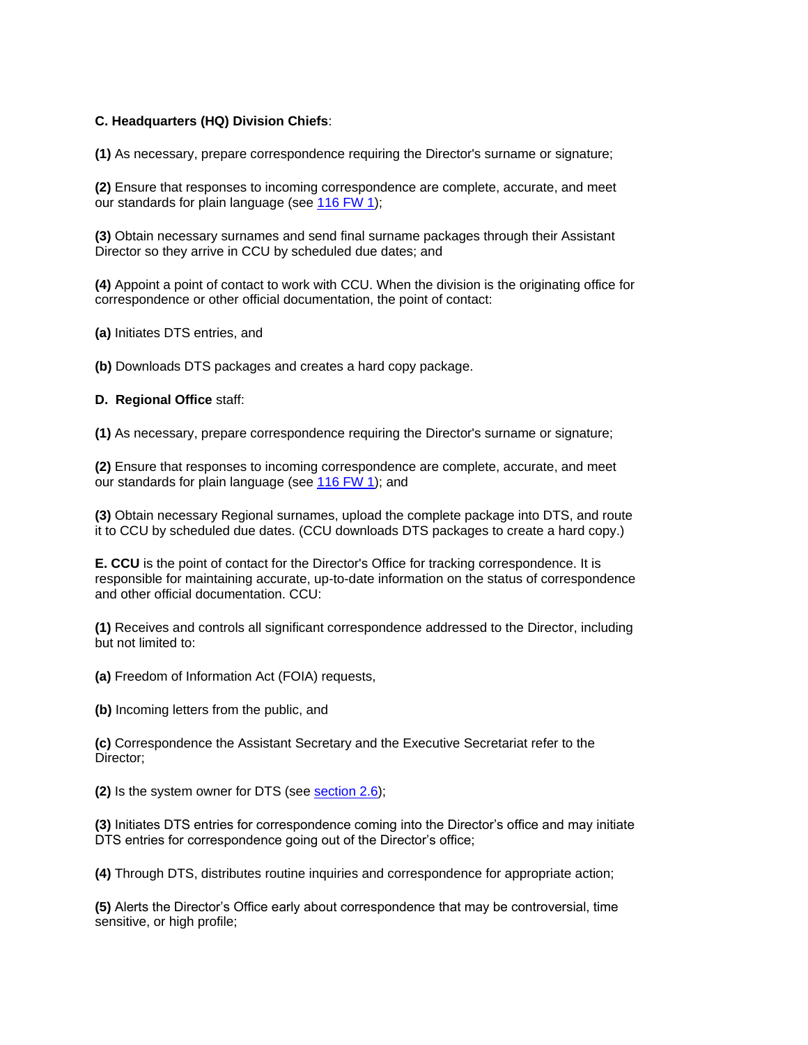**C. Headquarters (HQ) Division Chiefs**:

**(1)** As necessary, prepare correspondence requiring the Director's surname or signature;

**(2)** Ensure that responses to incoming correspondence are complete, accurate, and meet our standards for plain language (see 116 FW 1);

**(3)** Obtain necessary surnames and send final surname packages through their Assistant Director so they arrive in CCU by scheduled due dates; and

**(4)** Appoint a point of contact to work with CCU. When the division is the originating office for correspondence or other official documentation, the point of contact:

**(a)** Initiates DTS entries, and

**(b)** Downloads DTS packages and creates a hard copy package.

**D. Regional Office** staff:

**(1)** As necessary, prepare correspondence requiring the Director's surname or signature;

**(2)** Ensure that responses to incoming correspondence are complete, accurate, and meet our standards for plain language (see 116 FW 1); and

**(3)** Obtain necessary Regional surnames, upload the complete package into DTS, and route it to CCU by scheduled due dates. (CCU downloads DTS packages to create a hard copy.)

**E. CCU** is the point of contact for the Director's Office for tracking correspondence. It is responsible for maintaining accurate, up-to-date information on the status of correspondence and other official documentation. CCU:

**(1)** Receives and controls all significant correspondence addressed to the Director, including but not limited to:

**(a)** Freedom of Information Act (FOIA) requests,

**(b)** Incoming letters from the public, and

**(c)** Correspondence the Assistant Secretary and the Executive Secretariat refer to the Director;

**(2)** Is the system owner for DTS (see section 2.6);

**(3)** Initiates DTS entries for correspondence coming into the Director's office and may initiate DTS entries for correspondence going out of the Director's office;

**(4)** Through DTS, distributes routine inquiries and correspondence for appropriate action;

**(5)** Alerts the Director's Office early about correspondence that may be controversial, time sensitive, or high profile;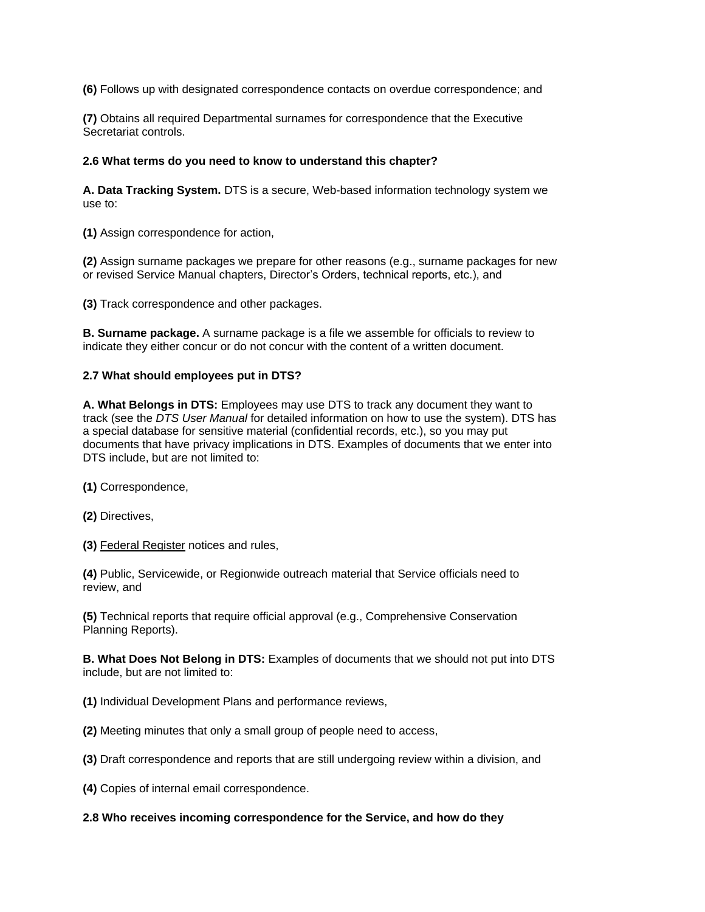**(6)** Follows up with designated correspondence contacts on overdue correspondence; and

**(7)** Obtains all required Departmental surnames for correspondence that the Executive Secretariat controls.

**2.6 What terms do you need to know to understand this chapter?**

**A. Data Tracking System.** DTS is a secure, Web-based information technology system we use to:

**(1)** Assign correspondence for action,

**(2)** Assign surname packages we prepare for other reasons (e.g., surname packages for new or revised Service Manual chapters, Director's Orders, technical reports, etc.), and

**(3)** Track correspondence and other packages.

**B. Surname package.** A surname package is a file we assemble for officials to review to indicate they either concur or do not concur with the content of a written document.

**2.7 What should employees put in DTS?**

**A. What Belongs in DTS:** Employees may use DTS to track any document they want to track (see the *DTS User Manual* for detailed information on how to use the system). DTS has a special database for sensitive material (confidential records, etc.), so you may put documents that have privacy implications in DTS. Examples of documents that we enter into DTS include, but are not limited to:

**(1)** Correspondence,

**(2)** Directives,

**(3)** Federal Register notices and rules,

**(4)** Public, Servicewide, or Regionwide outreach material that Service officials need to review, and

**(5)** Technical reports that require official approval (e.g., Comprehensive Conservation Planning Reports).

**B. What Does Not Belong in DTS:** Examples of documents that we should not put into DTS include, but are not limited to:

**(1)** Individual Development Plans and performance reviews,

**(2)** Meeting minutes that only a small group of people need to access,

**(3)** Draft correspondence and reports that are still undergoing review within a division, and

**(4)** Copies of internal email correspondence.

**2.8 Who receives incoming correspondence for the Service, and how do they**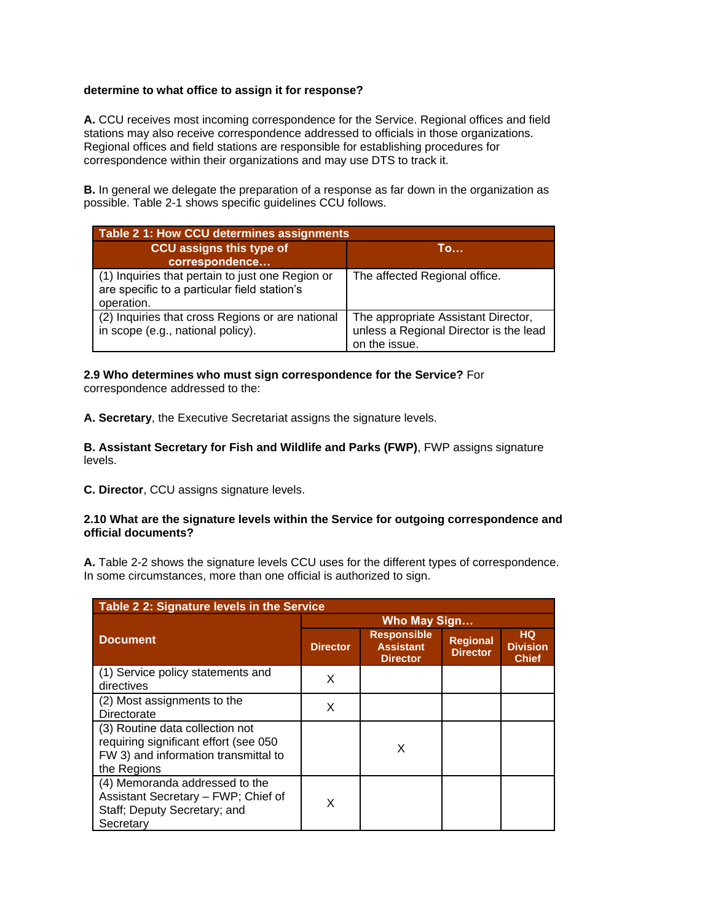**determine to what office to assign it for response?**

**A.** CCU receives most incoming correspondence for the Service. Regional offices and field stations may also receive correspondence addressed to officials in those organizations. Regional offices and field stations are responsible for establishing procedures for correspondence within their organizations and may use DTS to track it.

**B.** In general we delegate the preparation of a response as far down in the organization as possible. Table 2-1 shows specific guidelines CCU follows.

| Table 2 1: How CCU determines assignments | |
|---|---|
| **CCU assigns this type of correspondence…** | **To…** |
| (1) Inquiries that pertain to just one Region or are specific to a particular field station's operation. | The affected Regional office. |
| (2) Inquiries that cross Regions or are national in scope (e.g., national policy). | The appropriate Assistant Director, unless a Regional Director is the lead on the issue. |

**2.9 Who determines who must sign correspondence for the Service?** For correspondence addressed to the:

**A. Secretary**, the Executive Secretariat assigns the signature levels.

**B. Assistant Secretary for Fish and Wildlife and Parks (FWP)**, FWP assigns signature levels.

**C. Director**, CCU assigns signature levels.

**2.10 What are the signature levels within the Service for outgoing correspondence and official documents?**

**A.** Table 2-2 shows the signature levels CCU uses for the different types of correspondence. In some circumstances, more than one official is authorized to sign.

| Table 2 2: Signature levels in the Service | | | | |
|---|---|---|---|---|
| **Document** | **Who May Sign…** | | | |
| | **Director** | **Responsible Assistant Director** | **Regional Director** | **HQ Division Chief** |
| (1) Service policy statements and directives | X | | | |
| (2) Most assignments to the Directorate | X | | | |
| (3) Routine data collection not requiring significant effort (see 050 FW 3) and information transmittal to the Regions | | X | | |
| (4) Memoranda addressed to the Assistant Secretary – FWP; Chief of Staff; Deputy Secretary; and Secretary | X | | | |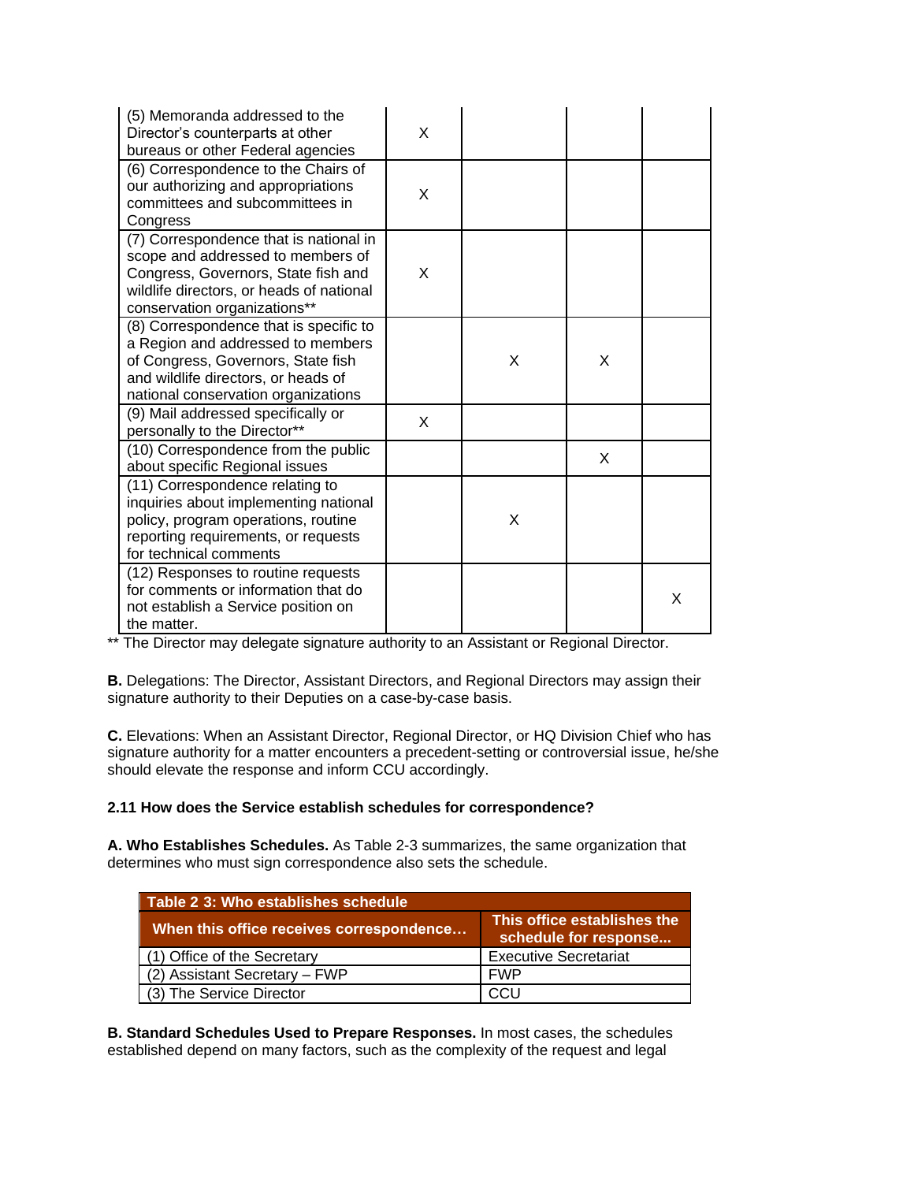| | | | | |
|---|---|---|---|---|
| (5) Memoranda addressed to the Director's counterparts at other bureaus or other Federal agencies | X | | | |
| (6) Correspondence to the Chairs of our authorizing and appropriations committees and subcommittees in Congress | X | | | |
| (7) Correspondence that is national in scope and addressed to members of Congress, Governors, State fish and wildlife directors, or heads of national conservation organizations** | X | | | |
| (8) Correspondence that is specific to a Region and addressed to members of Congress, Governors, State fish and wildlife directors, or heads of national conservation organizations | | X | X | |
| (9) Mail addressed specifically or personally to the Director** | X | | | |
| (10) Correspondence from the public about specific Regional issues | | | X | |
| (11) Correspondence relating to inquiries about implementing national policy, program operations, routine reporting requirements, or requests for technical comments | | X | | |
| (12) Responses to routine requests for comments or information that do not establish a Service position on the matter. | | | | X |

** The Director may delegate signature authority to an Assistant or Regional Director.

**B.** Delegations: The Director, Assistant Directors, and Regional Directors may assign their signature authority to their Deputies on a case-by-case basis.

**C.** Elevations: When an Assistant Director, Regional Director, or HQ Division Chief who has signature authority for a matter encounters a precedent-setting or controversial issue, he/she should elevate the response and inform CCU accordingly.

**2.11 How does the Service establish schedules for correspondence?**

**A. Who Establishes Schedules.** As Table 2-3 summarizes, the same organization that determines who must sign correspondence also sets the schedule.

| Table 2 3: Who establishes schedule | |
|---|---|
| **When this office receives correspondence…** | **This office establishes the schedule for response...** |
| (1) Office of the Secretary | Executive Secretariat |
| (2) Assistant Secretary – FWP | FWP |
| (3) The Service Director | CCU |

**B. Standard Schedules Used to Prepare Responses.** In most cases, the schedules established depend on many factors, such as the complexity of the request and legal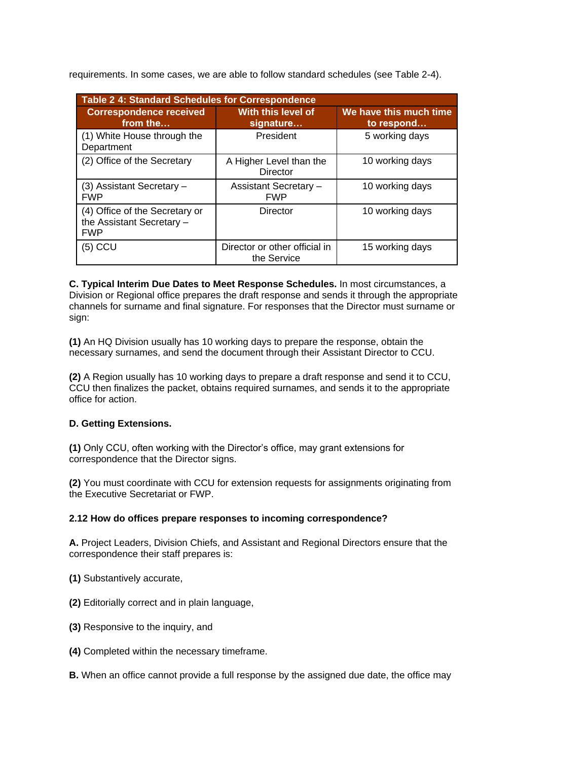requirements. In some cases, we are able to follow standard schedules (see Table 2-4).

**Table 2 4: Standard Schedules for Correspondence**

| Correspondence received from the… | With this level of signature… | We have this much time to respond… |
|---|---|---|
| (1) White House through the Department | President | 5 working days |
| (2) Office of the Secretary | A Higher Level than the Director | 10 working days |
| (3) Assistant Secretary – FWP | Assistant Secretary – FWP | 10 working days |
| (4) Office of the Secretary or the Assistant Secretary – FWP | Director | 10 working days |
| (5) CCU | Director or other official in the Service | 15 working days |

**C. Typical Interim Due Dates to Meet Response Schedules.** In most circumstances, a Division or Regional office prepares the draft response and sends it through the appropriate channels for surname and final signature. For responses that the Director must surname or sign:

**(1)** An HQ Division usually has 10 working days to prepare the response, obtain the necessary surnames, and send the document through their Assistant Director to CCU.

**(2)** A Region usually has 10 working days to prepare a draft response and send it to CCU, CCU then finalizes the packet, obtains required surnames, and sends it to the appropriate office for action.

**D. Getting Extensions.**

**(1)** Only CCU, often working with the Director's office, may grant extensions for correspondence that the Director signs.

**(2)** You must coordinate with CCU for extension requests for assignments originating from the Executive Secretariat or FWP.

**2.12 How do offices prepare responses to incoming correspondence?**

**A.** Project Leaders, Division Chiefs, and Assistant and Regional Directors ensure that the correspondence their staff prepares is:

**(1)** Substantively accurate,

**(2)** Editorially correct and in plain language,

**(3)** Responsive to the inquiry, and

**(4)** Completed within the necessary timeframe.

**B.** When an office cannot provide a full response by the assigned due date, the office may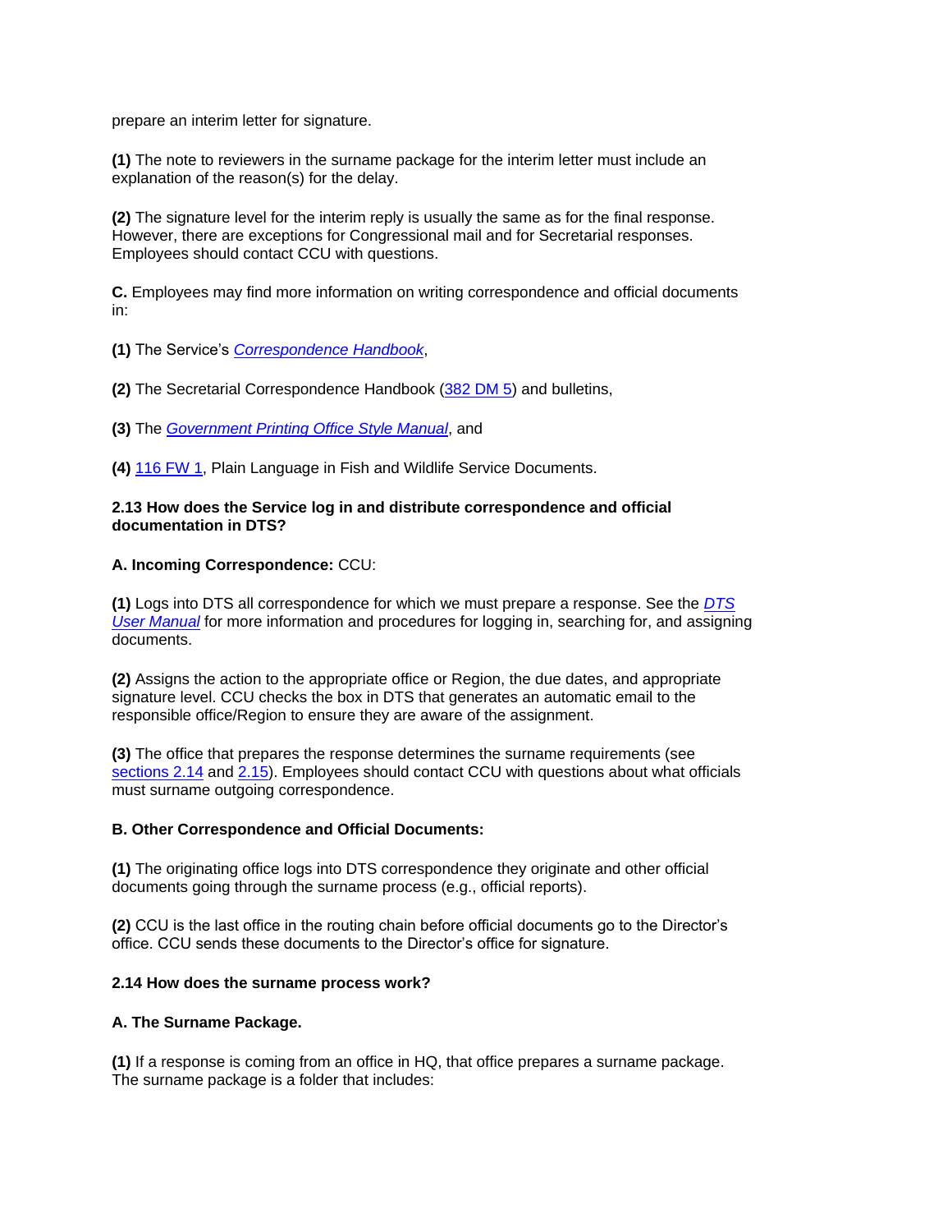prepare an interim letter for signature.

**(1)** The note to reviewers in the surname package for the interim letter must include an explanation of the reason(s) for the delay.

**(2)** The signature level for the interim reply is usually the same as for the final response. However, there are exceptions for Congressional mail and for Secretarial responses. Employees should contact CCU with questions.

**C.** Employees may find more information on writing correspondence and official documents in:

**(1)** The Service's *Correspondence Handbook*,

**(2)** The Secretarial Correspondence Handbook (382 DM 5) and bulletins,

**(3)** The *Government Printing Office Style Manual*, and

**(4)** 116 FW 1, Plain Language in Fish and Wildlife Service Documents.

**2.13 How does the Service log in and distribute correspondence and official documentation in DTS?**

**A. Incoming Correspondence:** CCU:

**(1)** Logs into DTS all correspondence for which we must prepare a response. See the *DTS User Manual* for more information and procedures for logging in, searching for, and assigning documents.

**(2)** Assigns the action to the appropriate office or Region, the due dates, and appropriate signature level. CCU checks the box in DTS that generates an automatic email to the responsible office/Region to ensure they are aware of the assignment.

**(3)** The office that prepares the response determines the surname requirements (see sections 2.14 and 2.15). Employees should contact CCU with questions about what officials must surname outgoing correspondence.

**B. Other Correspondence and Official Documents:**

**(1)** The originating office logs into DTS correspondence they originate and other official documents going through the surname process (e.g., official reports).

**(2)** CCU is the last office in the routing chain before official documents go to the Director's office. CCU sends these documents to the Director's office for signature.

**2.14 How does the surname process work?**

**A. The Surname Package.**

**(1)** If a response is coming from an office in HQ, that office prepares a surname package. The surname package is a folder that includes: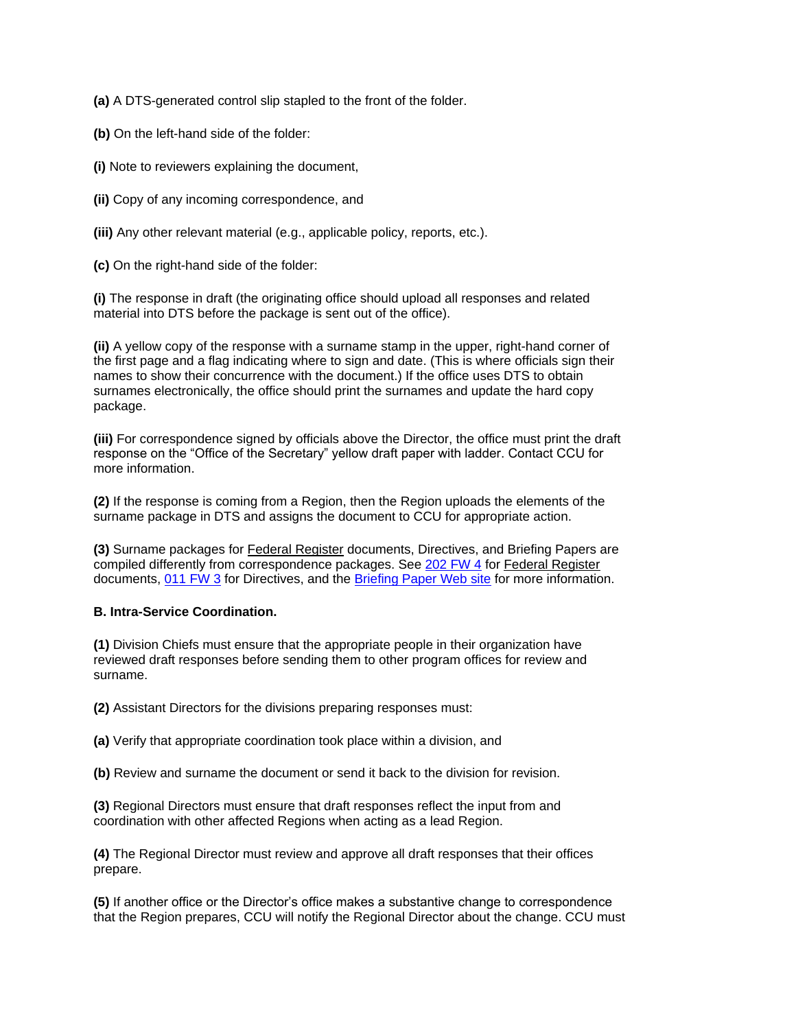**(a)** A DTS-generated control slip stapled to the front of the folder.

**(b)** On the left-hand side of the folder:

**(i)** Note to reviewers explaining the document,

**(ii)** Copy of any incoming correspondence, and

**(iii)** Any other relevant material (e.g., applicable policy, reports, etc.).

**(c)** On the right-hand side of the folder:

**(i)** The response in draft (the originating office should upload all responses and related material into DTS before the package is sent out of the office).

**(ii)** A yellow copy of the response with a surname stamp in the upper, right-hand corner of the first page and a flag indicating where to sign and date. (This is where officials sign their names to show their concurrence with the document.) If the office uses DTS to obtain surnames electronically, the office should print the surnames and update the hard copy package.

**(iii)** For correspondence signed by officials above the Director, the office must print the draft response on the "Office of the Secretary" yellow draft paper with ladder. Contact CCU for more information.

**(2)** If the response is coming from a Region, then the Region uploads the elements of the surname package in DTS and assigns the document to CCU for appropriate action.

**(3)** Surname packages for Federal Register documents, Directives, and Briefing Papers are compiled differently from correspondence packages. See 202 FW 4 for Federal Register documents, 011 FW 3 for Directives, and the Briefing Paper Web site for more information.

**B. Intra-Service Coordination.**

**(1)** Division Chiefs must ensure that the appropriate people in their organization have reviewed draft responses before sending them to other program offices for review and surname.

**(2)** Assistant Directors for the divisions preparing responses must:

**(a)** Verify that appropriate coordination took place within a division, and

**(b)** Review and surname the document or send it back to the division for revision.

**(3)** Regional Directors must ensure that draft responses reflect the input from and coordination with other affected Regions when acting as a lead Region.

**(4)** The Regional Director must review and approve all draft responses that their offices prepare.

**(5)** If another office or the Director's office makes a substantive change to correspondence that the Region prepares, CCU will notify the Regional Director about the change. CCU must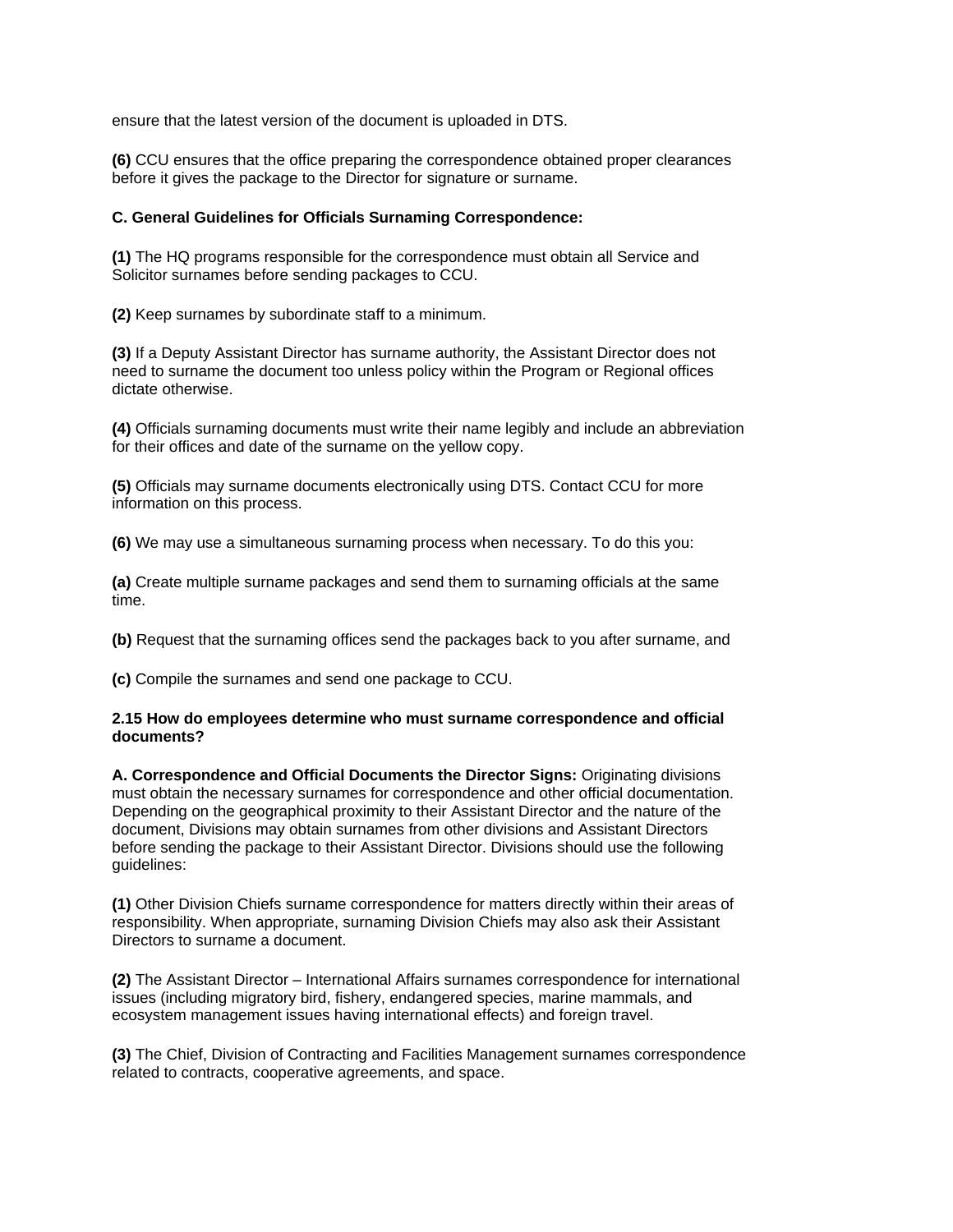ensure that the latest version of the document is uploaded in DTS.

**(6)** CCU ensures that the office preparing the correspondence obtained proper clearances before it gives the package to the Director for signature or surname.

**C. General Guidelines for Officials Surnaming Correspondence:**

**(1)** The HQ programs responsible for the correspondence must obtain all Service and Solicitor surnames before sending packages to CCU.

**(2)** Keep surnames by subordinate staff to a minimum.

**(3)** If a Deputy Assistant Director has surname authority, the Assistant Director does not need to surname the document too unless policy within the Program or Regional offices dictate otherwise.

**(4)** Officials surnaming documents must write their name legibly and include an abbreviation for their offices and date of the surname on the yellow copy.

**(5)** Officials may surname documents electronically using DTS. Contact CCU for more information on this process.

**(6)** We may use a simultaneous surnaming process when necessary. To do this you:

**(a)** Create multiple surname packages and send them to surnaming officials at the same time.

**(b)** Request that the surnaming offices send the packages back to you after surname, and

**(c)** Compile the surnames and send one package to CCU.

**2.15 How do employees determine who must surname correspondence and official documents?**

**A. Correspondence and Official Documents the Director Signs:** Originating divisions must obtain the necessary surnames for correspondence and other official documentation. Depending on the geographical proximity to their Assistant Director and the nature of the document, Divisions may obtain surnames from other divisions and Assistant Directors before sending the package to their Assistant Director. Divisions should use the following guidelines:

**(1)** Other Division Chiefs surname correspondence for matters directly within their areas of responsibility. When appropriate, surnaming Division Chiefs may also ask their Assistant Directors to surname a document.

**(2)** The Assistant Director – International Affairs surnames correspondence for international issues (including migratory bird, fishery, endangered species, marine mammals, and ecosystem management issues having international effects) and foreign travel.

**(3)** The Chief, Division of Contracting and Facilities Management surnames correspondence related to contracts, cooperative agreements, and space.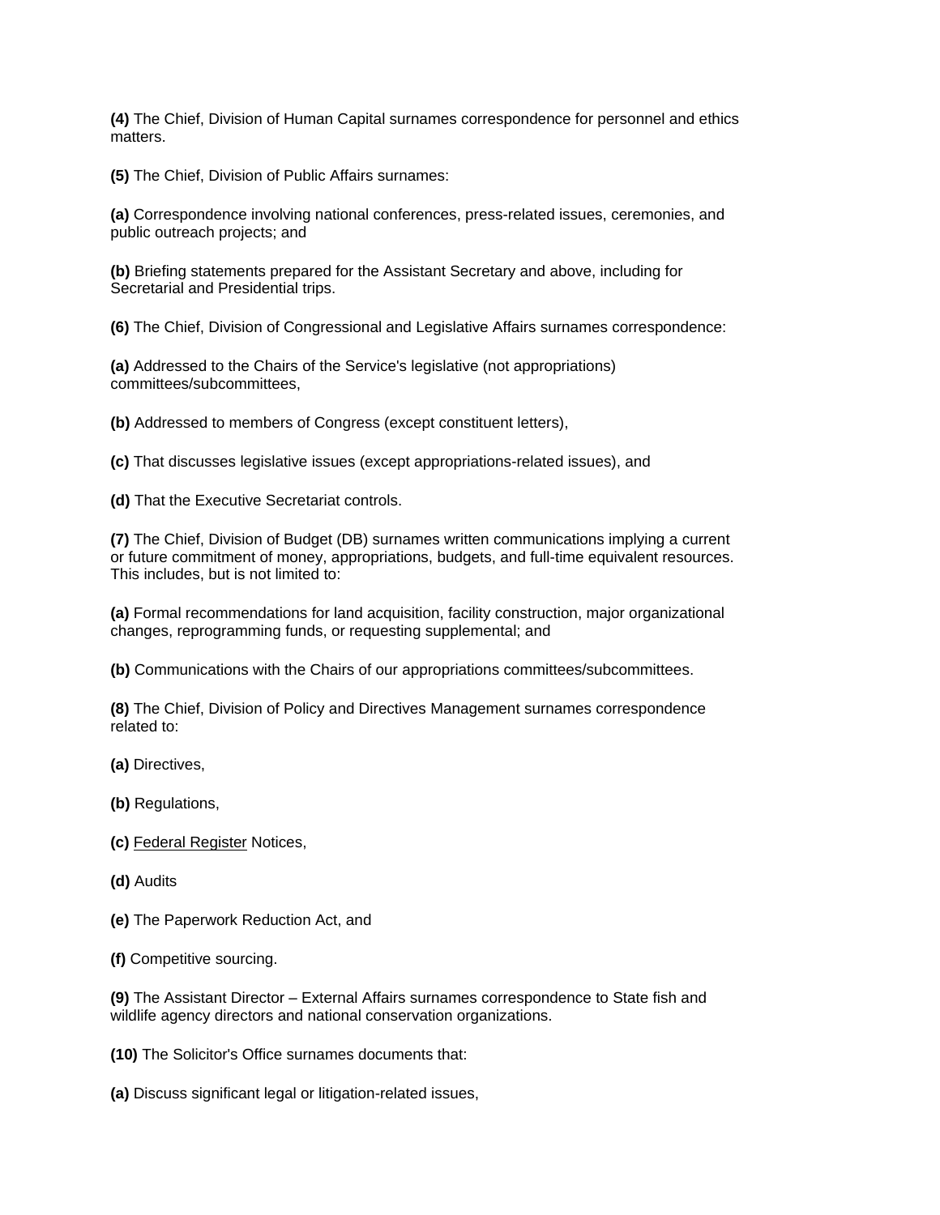**(4)** The Chief, Division of Human Capital surnames correspondence for personnel and ethics matters.

**(5)** The Chief, Division of Public Affairs surnames:

**(a)** Correspondence involving national conferences, press-related issues, ceremonies, and public outreach projects; and

**(b)** Briefing statements prepared for the Assistant Secretary and above, including for Secretarial and Presidential trips.

**(6)** The Chief, Division of Congressional and Legislative Affairs surnames correspondence:

**(a)** Addressed to the Chairs of the Service's legislative (not appropriations) committees/subcommittees,

**(b)** Addressed to members of Congress (except constituent letters),

**(c)** That discusses legislative issues (except appropriations-related issues), and

**(d)** That the Executive Secretariat controls.

**(7)** The Chief, Division of Budget (DB) surnames written communications implying a current or future commitment of money, appropriations, budgets, and full-time equivalent resources. This includes, but is not limited to:

**(a)** Formal recommendations for land acquisition, facility construction, major organizational changes, reprogramming funds, or requesting supplemental; and

**(b)** Communications with the Chairs of our appropriations committees/subcommittees.

**(8)** The Chief, Division of Policy and Directives Management surnames correspondence related to:

**(a)** Directives,

**(b)** Regulations,

**(c)** Federal Register Notices,

**(d)** Audits

**(e)** The Paperwork Reduction Act, and

**(f)** Competitive sourcing.

**(9)** The Assistant Director – External Affairs surnames correspondence to State fish and wildlife agency directors and national conservation organizations.

**(10)** The Solicitor's Office surnames documents that:

**(a)** Discuss significant legal or litigation-related issues,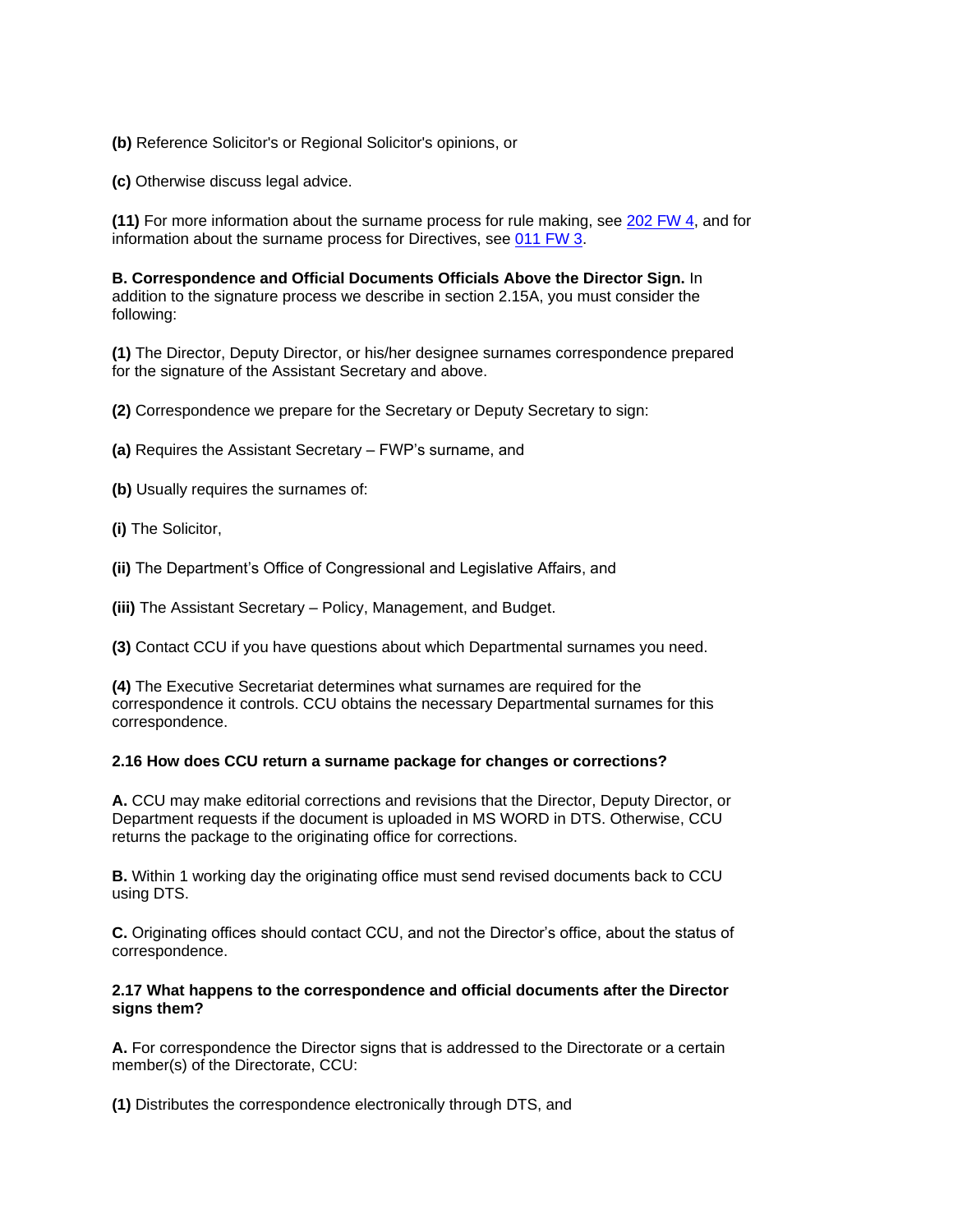**(b)** Reference Solicitor's or Regional Solicitor's opinions, or

**(c)** Otherwise discuss legal advice.

**(11)** For more information about the surname process for rule making, see [202 FW 4](), and for information about the surname process for Directives, see [011 FW 3]().

**B. Correspondence and Official Documents Officials Above the Director Sign.** In addition to the signature process we describe in section 2.15A, you must consider the following:

**(1)** The Director, Deputy Director, or his/her designee surnames correspondence prepared for the signature of the Assistant Secretary and above.

**(2)** Correspondence we prepare for the Secretary or Deputy Secretary to sign:

**(a)** Requires the Assistant Secretary – FWP's surname, and

**(b)** Usually requires the surnames of:

**(i)** The Solicitor,

**(ii)** The Department's Office of Congressional and Legislative Affairs, and

**(iii)** The Assistant Secretary – Policy, Management, and Budget.

**(3)** Contact CCU if you have questions about which Departmental surnames you need.

**(4)** The Executive Secretariat determines what surnames are required for the correspondence it controls. CCU obtains the necessary Departmental surnames for this correspondence.

**2.16 How does CCU return a surname package for changes or corrections?**

**A.** CCU may make editorial corrections and revisions that the Director, Deputy Director, or Department requests if the document is uploaded in MS WORD in DTS. Otherwise, CCU returns the package to the originating office for corrections.

**B.** Within 1 working day the originating office must send revised documents back to CCU using DTS.

**C.** Originating offices should contact CCU, and not the Director's office, about the status of correspondence.

**2.17 What happens to the correspondence and official documents after the Director signs them?**

**A.** For correspondence the Director signs that is addressed to the Directorate or a certain member(s) of the Directorate, CCU:

**(1)** Distributes the correspondence electronically through DTS, and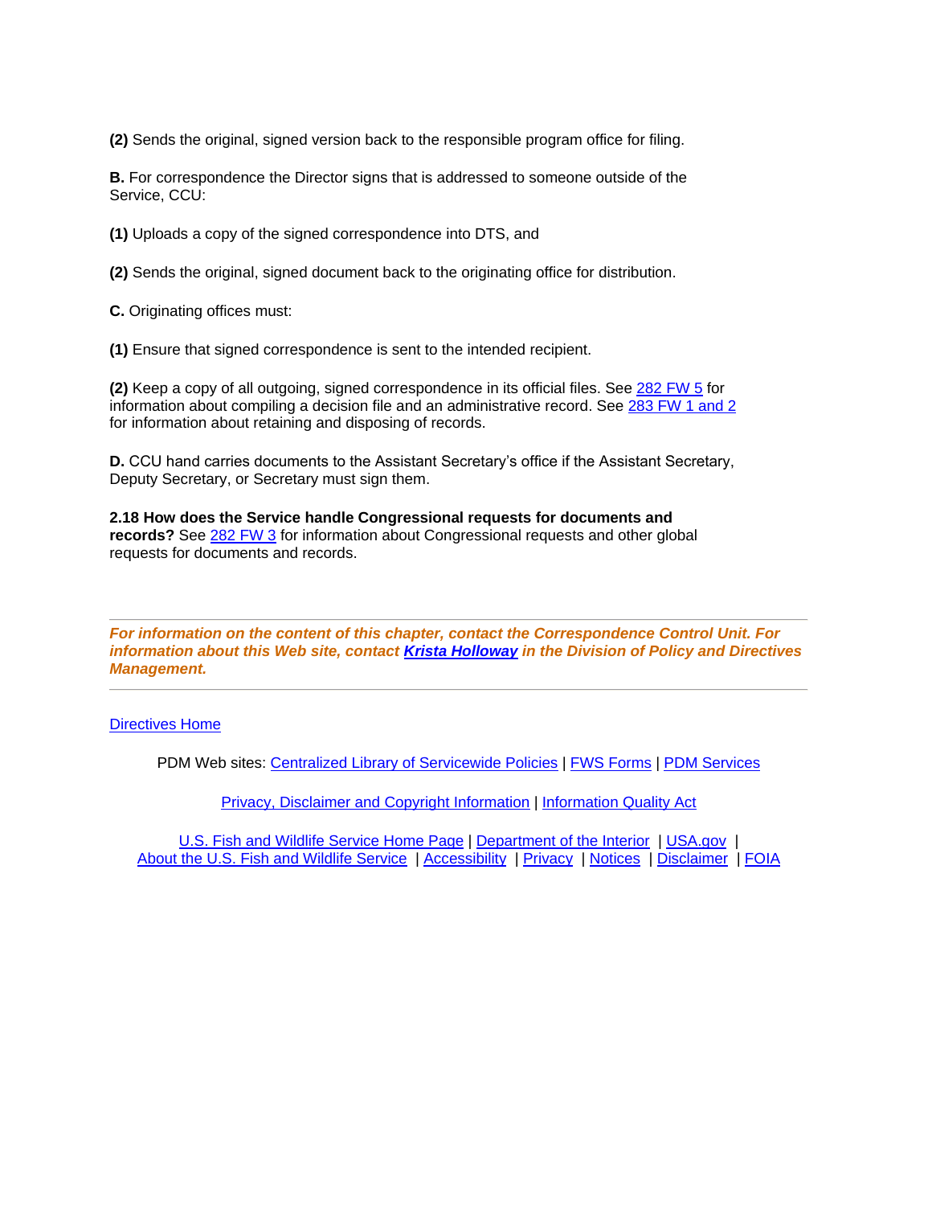**(2)** Sends the original, signed version back to the responsible program office for filing.

**B.** For correspondence the Director signs that is addressed to someone outside of the Service, CCU:

**(1)** Uploads a copy of the signed correspondence into DTS, and

**(2)** Sends the original, signed document back to the originating office for distribution.

**C.** Originating offices must:

**(1)** Ensure that signed correspondence is sent to the intended recipient.

**(2)** Keep a copy of all outgoing, signed correspondence in its official files. See 282 FW 5 for information about compiling a decision file and an administrative record. See 283 FW 1 and 2 for information about retaining and disposing of records.

**D.** CCU hand carries documents to the Assistant Secretary's office if the Assistant Secretary, Deputy Secretary, or Secretary must sign them.

**2.18 How does the Service handle Congressional requests for documents and records?** See 282 FW 3 for information about Congressional requests and other global requests for documents and records.

---

***For information on the content of this chapter, contact the Correspondence Control Unit. For information about this Web site, contact Krista Holloway in the Division of Policy and Directives Management.***

---

Directives Home

PDM Web sites: Centralized Library of Servicewide Policies | FWS Forms | PDM Services

Privacy, Disclaimer and Copyright Information | Information Quality Act

U.S. Fish and Wildlife Service Home Page | Department of the Interior | USA.gov | About the U.S. Fish and Wildlife Service | Accessibility | Privacy | Notices | Disclaimer | FOIA